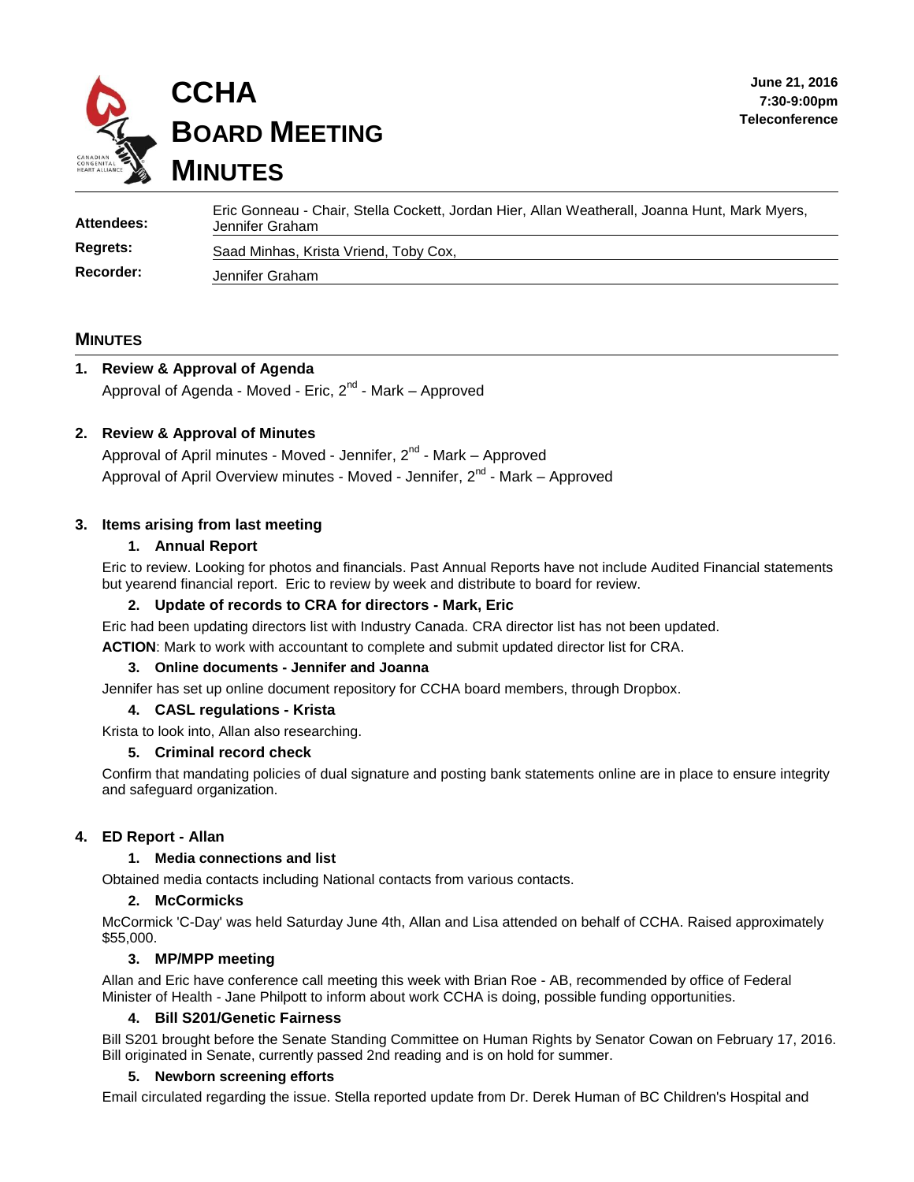# CCHA BOARD MEETING MINUTES

**June 21, 2016**
**7:30-9:00pm**
**Teleconference**

| | |
|---|---|
| **Attendees:** | Eric Gonneau - Chair, Stella Cockett, Jordan Hier, Allan Weatherall, Joanna Hunt, Mark Myers, Jennifer Graham |
| **Regrets:** | Saad Minhas, Krista Vriend, Toby Cox, |
| **Recorder:** | Jennifer Graham |

## MINUTES

### 1. Review & Approval of Agenda

Approval of Agenda - Moved - Eric, 2nd - Mark – Approved

### 2. Review & Approval of Minutes

Approval of April minutes - Moved - Jennifer, 2nd - Mark – Approved

Approval of April Overview minutes - Moved - Jennifer, 2nd - Mark – Approved

### 3. Items arising from last meeting

#### 1. Annual Report

Eric to review. Looking for photos and financials. Past Annual Reports have not include Audited Financial statements but yearend financial report. Eric to review by week and distribute to board for review.

#### 2. Update of records to CRA for directors - Mark, Eric

Eric had been updating directors list with Industry Canada. CRA director list has not been updated.

**ACTION**: Mark to work with accountant to complete and submit updated director list for CRA.

#### 3. Online documents - Jennifer and Joanna

Jennifer has set up online document repository for CCHA board members, through Dropbox.

#### 4. CASL regulations - Krista

Krista to look into, Allan also researching.

#### 5. Criminal record check

Confirm that mandating policies of dual signature and posting bank statements online are in place to ensure integrity and safeguard organization.

### 4. ED Report - Allan

#### 1. Media connections and list

Obtained media contacts including National contacts from various contacts.

#### 2. McCormicks

McCormick 'C-Day' was held Saturday June 4th, Allan and Lisa attended on behalf of CCHA. Raised approximately $55,000.

#### 3. MP/MPP meeting

Allan and Eric have conference call meeting this week with Brian Roe - AB, recommended by office of Federal Minister of Health - Jane Philpott to inform about work CCHA is doing, possible funding opportunities.

#### 4. Bill S201/Genetic Fairness

Bill S201 brought before the Senate Standing Committee on Human Rights by Senator Cowan on February 17, 2016. Bill originated in Senate, currently passed 2nd reading and is on hold for summer.

#### 5. Newborn screening efforts

Email circulated regarding the issue. Stella reported update from Dr. Derek Human of BC Children's Hospital and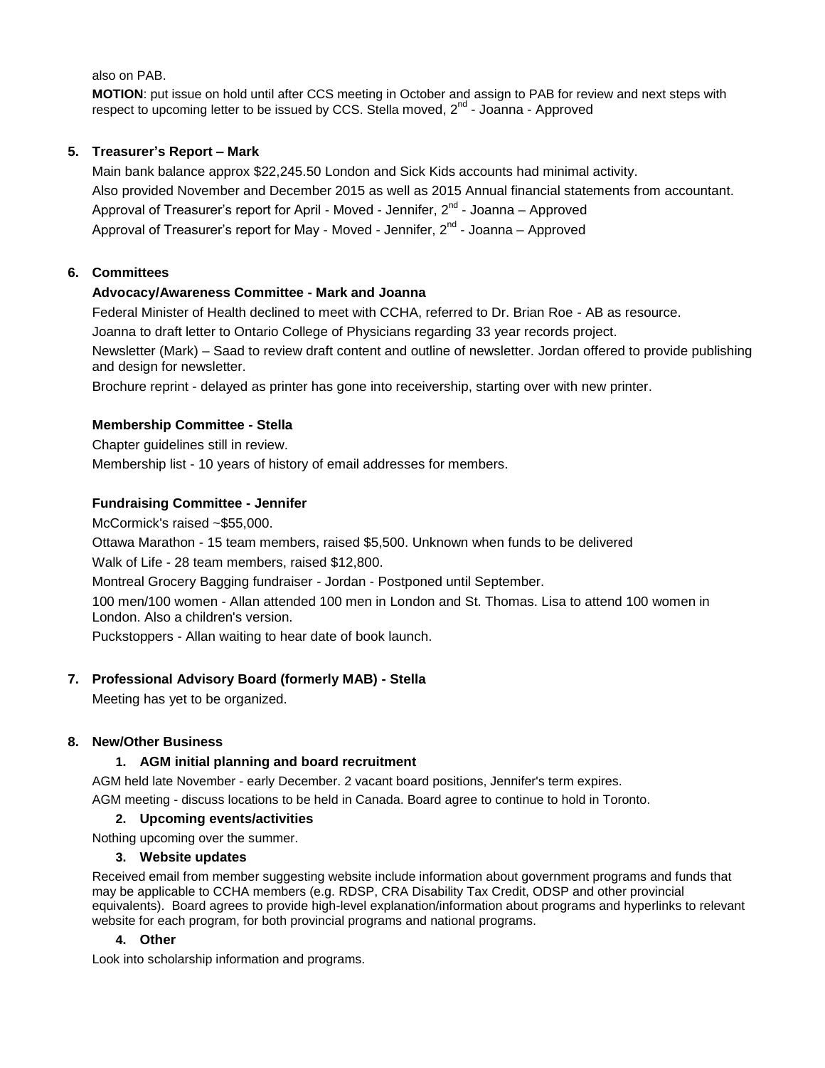also on PAB.

**MOTION**: put issue on hold until after CCS meeting in October and assign to PAB for review and next steps with respect to upcoming letter to be issued by CCS. Stella moved, 2nd - Joanna - Approved

5. **Treasurer's Report – Mark**

Main bank balance approx $22,245.50 London and Sick Kids accounts had minimal activity.

Also provided November and December 2015 as well as 2015 Annual financial statements from accountant.

Approval of Treasurer's report for April - Moved - Jennifer, 2nd - Joanna – Approved

Approval of Treasurer's report for May - Moved - Jennifer, 2nd - Joanna – Approved

6. **Committees**

**Advocacy/Awareness Committee - Mark and Joanna**

Federal Minister of Health declined to meet with CCHA, referred to Dr. Brian Roe - AB as resource.

Joanna to draft letter to Ontario College of Physicians regarding 33 year records project.

Newsletter (Mark) – Saad to review draft content and outline of newsletter. Jordan offered to provide publishing and design for newsletter.

Brochure reprint - delayed as printer has gone into receivership, starting over with new printer.

**Membership Committee - Stella**

Chapter guidelines still in review.

Membership list - 10 years of history of email addresses for members.

**Fundraising Committee - Jennifer**

McCormick's raised ~$55,000.

Ottawa Marathon - 15 team members, raised $5,500. Unknown when funds to be delivered

Walk of Life - 28 team members, raised $12,800.

Montreal Grocery Bagging fundraiser - Jordan - Postponed until September.

100 men/100 women - Allan attended 100 men in London and St. Thomas. Lisa to attend 100 women in London. Also a children's version.

Puckstoppers - Allan waiting to hear date of book launch.

7. **Professional Advisory Board (formerly MAB) - Stella**

Meeting has yet to be organized.

8. **New/Other Business**

   1. **AGM initial planning and board recruitment**

AGM held late November - early December. 2 vacant board positions, Jennifer's term expires.

AGM meeting - discuss locations to be held in Canada. Board agree to continue to hold in Toronto.

   2. **Upcoming events/activities**

Nothing upcoming over the summer.

   3. **Website updates**

Received email from member suggesting website include information about government programs and funds that may be applicable to CCHA members (e.g. RDSP, CRA Disability Tax Credit, ODSP and other provincial equivalents). Board agrees to provide high-level explanation/information about programs and hyperlinks to relevant website for each program, for both provincial programs and national programs.

   4. **Other**

Look into scholarship information and programs.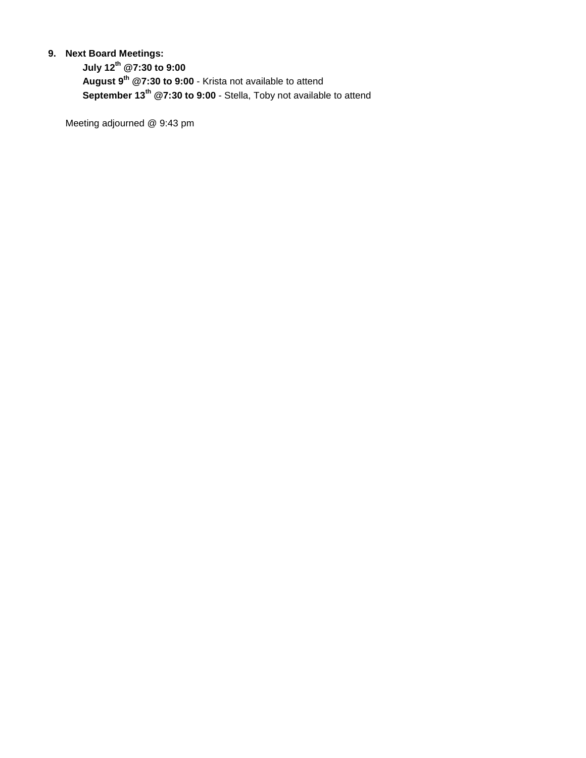9. **Next Board Meetings:**

    **July 12th @7:30 to 9:00**

    **August 9th @7:30 to 9:00** - Krista not available to attend

    **September 13th @7:30 to 9:00** - Stella, Toby not available to attend

Meeting adjourned @ 9:43 pm